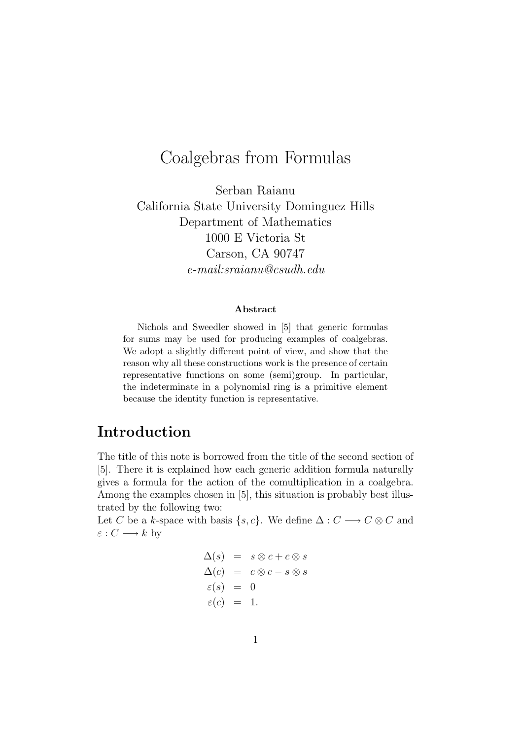# Coalgebras from Formulas

Serban Raianu
California State University Dominguez Hills
Department of Mathematics
1000 E Victoria St
Carson, CA 90747
*e-mail:sraianu@csudh.edu*

### Abstract

Nichols and Sweedler showed in [5] that generic formulas for sums may be used for producing examples of coalgebras. We adopt a slightly different point of view, and show that the reason why all these constructions work is the presence of certain representative functions on some (semi)group. In particular, the indeterminate in a polynomial ring is a primitive element because the identity function is representative.

## Introduction

The title of this note is borrowed from the title of the second section of [5]. There it is explained how each generic addition formula naturally gives a formula for the action of the comultiplication in a coalgebra. Among the examples chosen in [5], this situation is probably best illustrated by the following two:

Let $C$ be a $k$-space with basis $\{s, c\}$. We define $\Delta : C \longrightarrow C \otimes C$ and $\varepsilon : C \longrightarrow k$ by

$$
\begin{aligned}
\Delta(s) &= s \otimes c + c \otimes s \\
\Delta(c) &= c \otimes c - s \otimes s \\
\varepsilon(s) &= 0 \\
\varepsilon(c) &= 1.
\end{aligned}
$$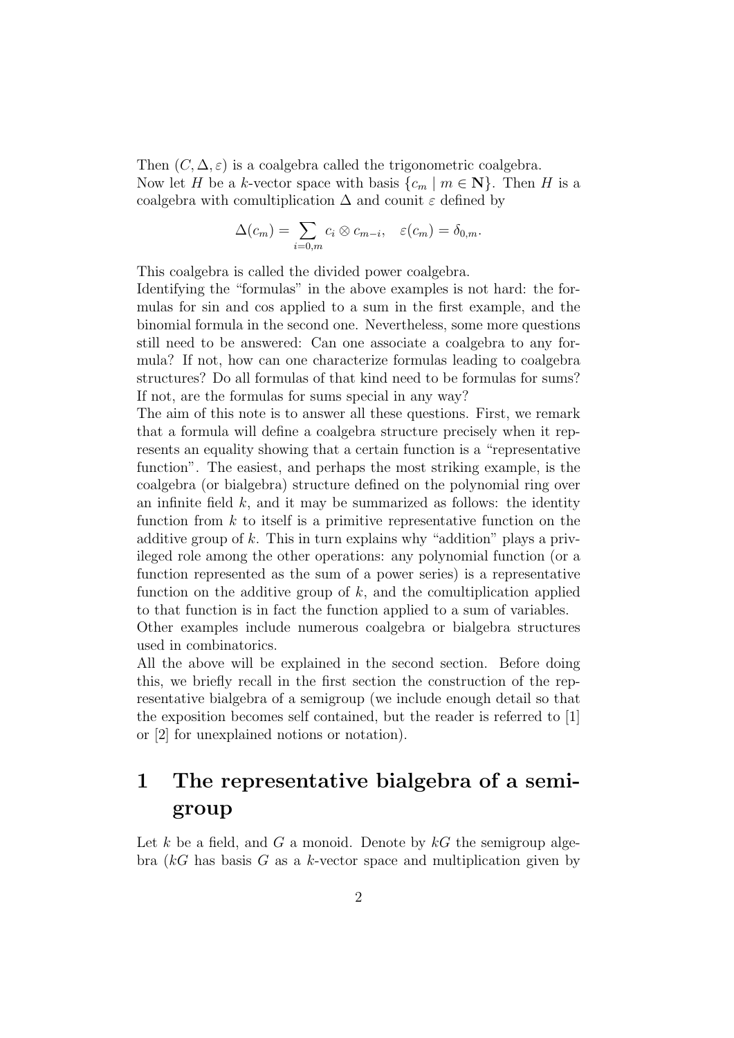Then $(C, \Delta, \varepsilon)$ is a coalgebra called the trigonometric coalgebra.
Now let $H$ be a $k$-vector space with basis $\{c_m \mid m \in \mathbf{N}\}$. Then $H$ is a coalgebra with comultiplication $\Delta$ and counit $\varepsilon$ defined by

$$\Delta(c_m) = \sum_{i=0,m} c_i \otimes c_{m-i}, \quad \varepsilon(c_m) = \delta_{0,m}.$$

This coalgebra is called the divided power coalgebra.
Identifying the "formulas" in the above examples is not hard: the formulas for sin and cos applied to a sum in the first example, and the binomial formula in the second one. Nevertheless, some more questions still need to be answered: Can one associate a coalgebra to any formula? If not, how can one characterize formulas leading to coalgebra structures? Do all formulas of that kind need to be formulas for sums? If not, are the formulas for sums special in any way?
The aim of this note is to answer all these questions. First, we remark that a formula will define a coalgebra structure precisely when it represents an equality showing that a certain function is a "representative function". The easiest, and perhaps the most striking example, is the coalgebra (or bialgebra) structure defined on the polynomial ring over an infinite field $k$, and it may be summarized as follows: the identity function from $k$ to itself is a primitive representative function on the additive group of $k$. This in turn explains why "addition" plays a privileged role among the other operations: any polynomial function (or a function represented as the sum of a power series) is a representative function on the additive group of $k$, and the comultiplication applied to that function is in fact the function applied to a sum of variables.
Other examples include numerous coalgebra or bialgebra structures used in combinatorics.
All the above will be explained in the second section. Before doing this, we briefly recall in the first section the construction of the representative bialgebra of a semigroup (we include enough detail so that the exposition becomes self contained, but the reader is referred to [1] or [2] for unexplained notions or notation).

# 1 The representative bialgebra of a semigroup

Let $k$ be a field, and $G$ a monoid. Denote by $kG$ the semigroup algebra ($kG$ has basis $G$ as a $k$-vector space and multiplication given by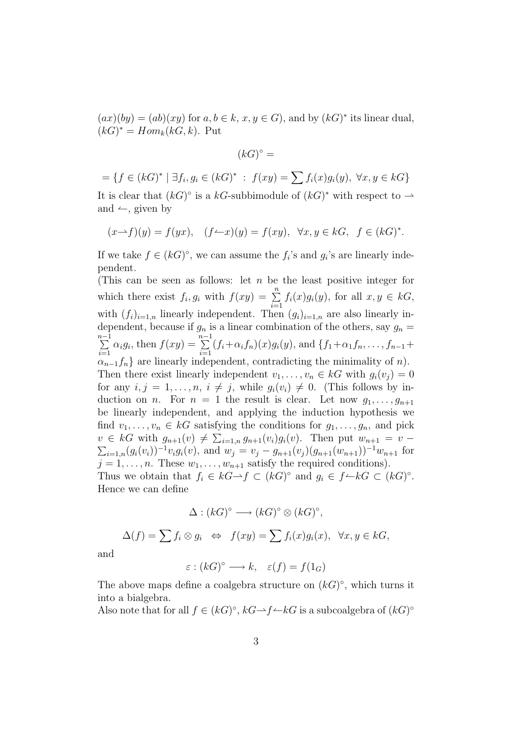$(ax)(by) = (ab)(xy)$ for $a, b \in k$, $x, y \in G$), and by $(kG)^*$ its linear dual, $(kG)^* = Hom_k(kG, k)$. Put

$$(kG)^\circ =$$

$$= \{f \in (kG)^* \mid \exists f_i, g_i \in (kG)^* \ : \ f(xy) = \sum f_i(x) g_i(y), \ \forall x, y \in kG\}$$

It is clear that $(kG)^\circ$ is a $kG$-subbimodule of $(kG)^*$ with respect to $\rightharpoonup$ and $\leftharpoonup$, given by

$$(x \rightharpoonup f)(y) = f(yx), \quad (f \leftharpoonup x)(y) = f(xy), \quad \forall x, y \in kG, \quad f \in (kG)^*.$$

If we take $f \in (kG)^\circ$, we can assume the $f_i$'s and $g_i$'s are linearly independent.

(This can be seen as follows: let $n$ be the least positive integer for which there exist $f_i, g_i$ with $f(xy) = \sum\limits_{i=1}^{n} f_i(x) g_i(y)$, for all $x, y \in kG$, with $(f_i)_{i=1,n}$ linearly independent. Then $(g_i)_{i=1,n}$ are also linearly independent, because if $g_n$ is a linear combination of the others, say $g_n = \sum\limits_{i=1}^{n-1} \alpha_i g_i$, then $f(xy) = \sum\limits_{i=1}^{n-1} (f_i + \alpha_i f_n)(x) g_i(y)$, and $\{f_1 + \alpha_1 f_n, \ldots, f_{n-1} + \alpha_{n-1} f_n\}$ are linearly independent, contradicting the minimality of $n$).

Then there exist linearly independent $v_1, \ldots, v_n \in kG$ with $g_i(v_j) = 0$ for any $i, j = 1, \ldots, n$, $i \neq j$, while $g_i(v_i) \neq 0$. (This follows by induction on $n$. For $n = 1$ the result is clear. Let now $g_1, \ldots, g_{n+1}$ be linearly independent, and applying the induction hypothesis we find $v_1, \ldots, v_n \in kG$ satisfying the conditions for $g_1, \ldots, g_n$, and pick $v \in kG$ with $g_{n+1}(v) \neq \sum_{i=1,n} g_{n+1}(v_i) g_i(v)$. Then put $w_{n+1} = v - \sum_{i=1,n} (g_i(v_i))^{-1} v_i g_i(v)$, and $w_j = v_j - g_{n+1}(v_j)(g_{n+1}(w_{n+1}))^{-1} w_{n+1}$ for $j = 1, \ldots, n$. These $w_1, \ldots, w_{n+1}$ satisfy the required conditions).

Thus we obtain that $f_i \in kG \rightharpoonup f \subset (kG)^\circ$ and $g_i \in f \leftharpoonup kG \subset (kG)^\circ$. Hence we can define

$$\Delta : (kG)^\circ \longrightarrow (kG)^\circ \otimes (kG)^\circ,$$

$$\Delta(f) = \sum f_i \otimes g_i \quad \Leftrightarrow \quad f(xy) = \sum f_i(x) g_i(x), \ \ \forall x, y \in kG,$$

and

$$\varepsilon : (kG)^\circ \longrightarrow k, \quad \varepsilon(f) = f(1_G)$$

The above maps define a coalgebra structure on $(kG)^\circ$, which turns it into a bialgebra.

Also note that for all $f \in (kG)^\circ$, $kG \rightharpoonup f \leftharpoonup kG$ is a subcoalgebra of $(kG)^\circ$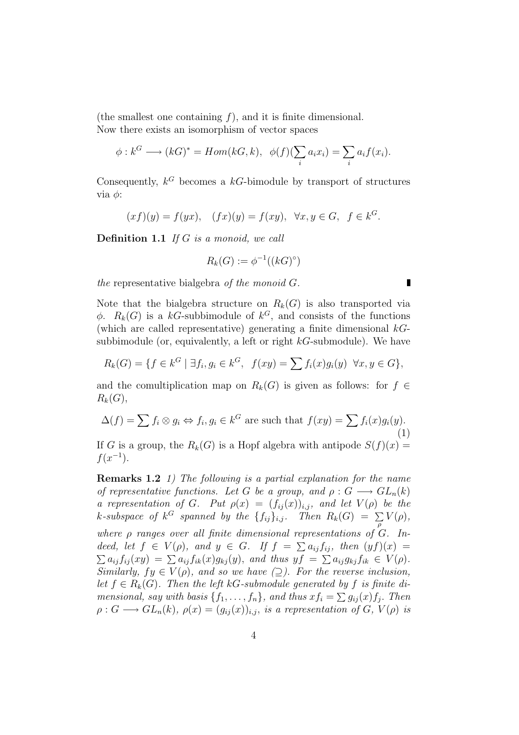(the smallest one containing $f$), and it is finite dimensional.
Now there exists an isomorphism of vector spaces

$$\phi : k^G \longrightarrow (kG)^* = Hom(kG, k), \quad \phi(f)(\sum_i a_i x_i) = \sum_i a_i f(x_i).$$

Consequently, $k^G$ becomes a $kG$-bimodule by transport of structures via $\phi$:

$$(xf)(y) = f(yx), \quad (fx)(y) = f(xy), \quad \forall x, y \in G, \quad f \in k^G.$$

**Definition 1.1** *If $G$ is a monoid, we call*

$$R_k(G) := \phi^{-1}((kG)^\circ)$$

*the* representative bialgebra *of the monoid $G$.* ∎

Note that the bialgebra structure on $R_k(G)$ is also transported via $\phi$. $R_k(G)$ is a $kG$-subbimodule of $k^G$, and consists of the functions (which are called representative) generating a finite dimensional $kG$-subbimodule (or, equivalently, a left or right $kG$-submodule). We have

$$R_k(G) = \{f \in k^G \mid \exists f_i, g_i \in k^G, \;\; f(xy) = \sum f_i(x) g_i(y) \;\; \forall x, y \in G\},$$

and the comultiplication map on $R_k(G)$ is given as follows: for $f \in R_k(G)$,

$$\Delta(f) = \sum f_i \otimes g_i \Leftrightarrow f_i, g_i \in k^G \text{ are such that } f(xy) = \sum f_i(x) g_i(y). \tag{1}$$

If $G$ is a group, the $R_k(G)$ is a Hopf algebra with antipode $S(f)(x) = f(x^{-1})$.

**Remarks 1.2** *1) The following is a partial explanation for the name of representative functions. Let $G$ be a group, and $\rho : G \longrightarrow GL_n(k)$ a representation of $G$. Put $\rho(x) = (f_{ij}(x))_{i,j}$, and let $V(\rho)$ be the $k$-subspace of $k^G$ spanned by the $\{f_{ij}\}_{i,j}$. Then $R_k(G) = \sum_\rho V(\rho)$, where $\rho$ ranges over all finite dimensional representations of $G$. Indeed, let $f \in V(\rho)$, and $y \in G$. If $f = \sum a_{ij} f_{ij}$, then $(yf)(x) = \sum a_{ij} f_{ij}(xy) = \sum a_{ij} f_{ik}(x) g_{kj}(y)$, and thus $yf = \sum a_{ij} g_{kj} f_{ik} \in V(\rho)$. Similarly, $fy \in V(\rho)$, and so we have ($\supseteq$). For the reverse inclusion, let $f \in R_k(G)$. Then the left $kG$-submodule generated by $f$ is finite dimensional, say with basis $\{f_1, \ldots, f_n\}$, and thus $xf_i = \sum g_{ij}(x) f_j$. Then $\rho : G \longrightarrow GL_n(k)$, $\rho(x) = (g_{ij}(x))_{i,j}$, is a representation of $G$, $V(\rho)$ is*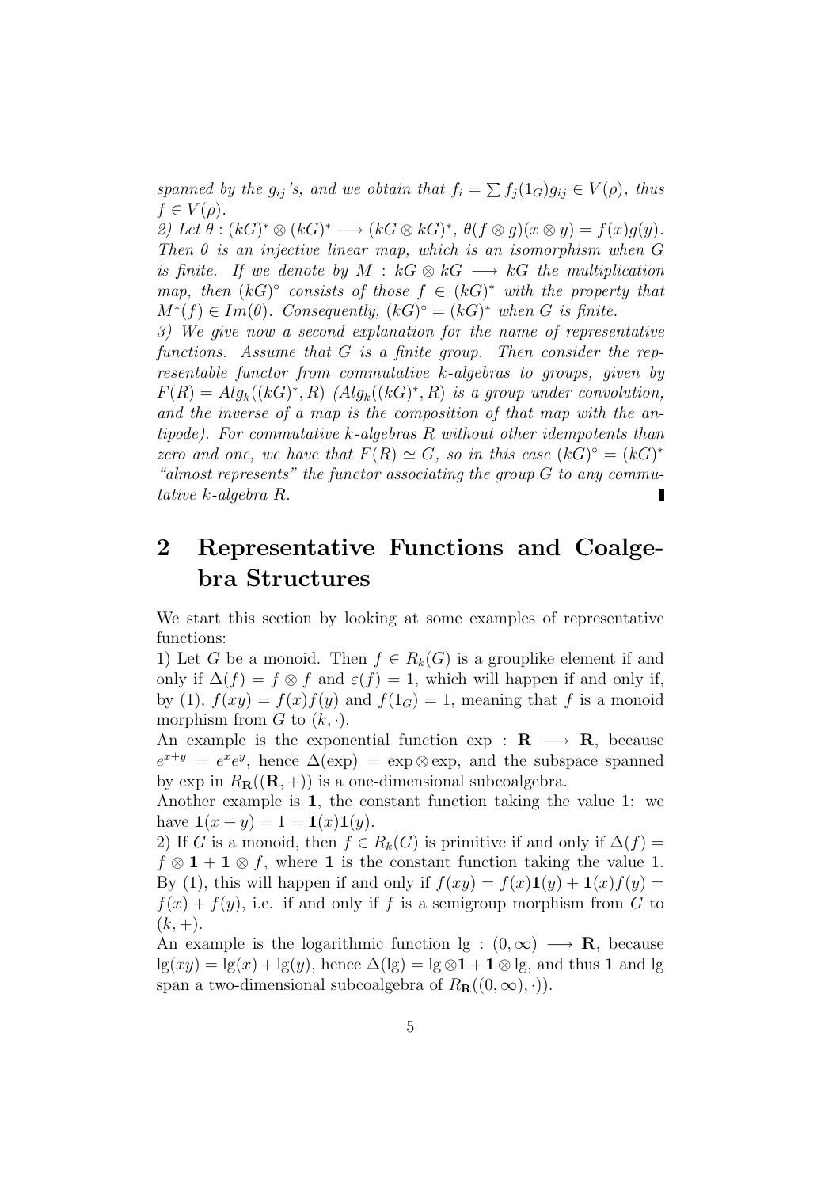*spanned by the $g_{ij}$'s, and we obtain that $f_i = \sum f_j(1_G)g_{ij} \in V(\rho)$, thus $f \in V(\rho)$.*

*2) Let $\theta : (kG)^* \otimes (kG)^* \longrightarrow (kG \otimes kG)^*$, $\theta(f \otimes g)(x \otimes y) = f(x)g(y)$. Then $\theta$ is an injective linear map, which is an isomorphism when $G$ is finite. If we denote by $M : kG \otimes kG \longrightarrow kG$ the multiplication map, then $(kG)^\circ$ consists of those $f \in (kG)^*$ with the property that $M^*(f) \in Im(\theta)$. Consequently, $(kG)^\circ = (kG)^*$ when $G$ is finite.*

*3) We give now a second explanation for the name of representative functions. Assume that $G$ is a finite group. Then consider the representable functor from commutative $k$-algebras to groups, given by $F(R) = Alg_k((kG)^*, R)$ ($Alg_k((kG)^*, R)$ is a group under convolution, and the inverse of a map is the composition of that map with the antipode). For commutative $k$-algebras $R$ without other idempotents than zero and one, we have that $F(R) \simeq G$, so in this case $(kG)^\circ = (kG)^*$ "almost represents" the functor associating the group $G$ to any commutative $k$-algebra $R$.* ∎

## 2 Representative Functions and Coalgebra Structures

We start this section by looking at some examples of representative functions:

1) Let $G$ be a monoid. Then $f \in R_k(G)$ is a grouplike element if and only if $\Delta(f) = f \otimes f$ and $\varepsilon(f) = 1$, which will happen if and only if, by (1), $f(xy) = f(x)f(y)$ and $f(1_G) = 1$, meaning that $f$ is a monoid morphism from $G$ to $(k, \cdot)$.

An example is the exponential function $\exp : \mathbf{R} \longrightarrow \mathbf{R}$, because $e^{x+y} = e^x e^y$, hence $\Delta(\exp) = \exp \otimes \exp$, and the subspace spanned by exp in $R_{\mathbf{R}}((\mathbf{R}, +))$ is a one-dimensional subcoalgebra.

Another example is $\mathbf{1}$, the constant function taking the value 1: we have $\mathbf{1}(x + y) = 1 = \mathbf{1}(x)\mathbf{1}(y)$.

2) If $G$ is a monoid, then $f \in R_k(G)$ is primitive if and only if $\Delta(f) = f \otimes \mathbf{1} + \mathbf{1} \otimes f$, where $\mathbf{1}$ is the constant function taking the value 1. By (1), this will happen if and only if $f(xy) = f(x)\mathbf{1}(y) + \mathbf{1}(x)f(y) = f(x) + f(y)$, i.e. if and only if $f$ is a semigroup morphism from $G$ to $(k, +)$.

An example is the logarithmic function $\lg : (0, \infty) \longrightarrow \mathbf{R}$, because $\lg(xy) = \lg(x) + \lg(y)$, hence $\Delta(\lg) = \lg \otimes \mathbf{1} + \mathbf{1} \otimes \lg$, and thus $\mathbf{1}$ and lg span a two-dimensional subcoalgebra of $R_{\mathbf{R}}((0, \infty), \cdot))$.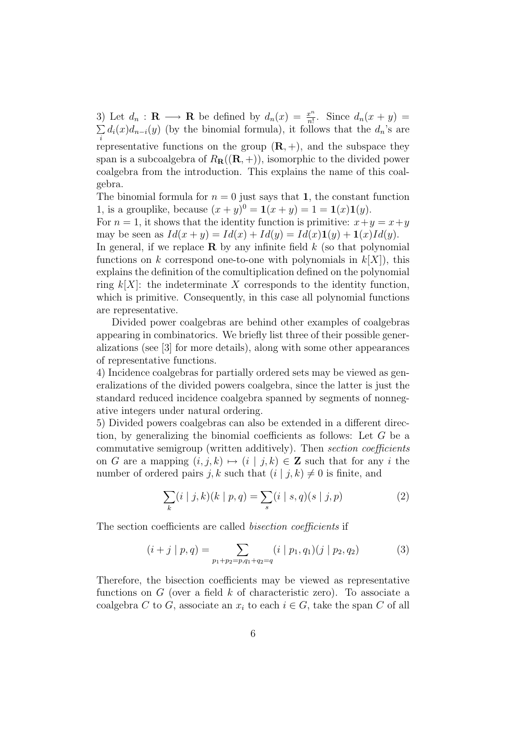3) Let $d_n : \mathbf{R} \longrightarrow \mathbf{R}$ be defined by $d_n(x) = \frac{x^n}{n!}$. Since $d_n(x+y) = \sum_i d_i(x)d_{n-i}(y)$ (by the binomial formula), it follows that the $d_n$'s are representative functions on the group $(\mathbf{R}, +)$, and the subspace they span is a subcoalgebra of $R_{\mathbf{R}}((\mathbf{R}, +))$, isomorphic to the divided power coalgebra from the introduction. This explains the name of this coalgebra.

The binomial formula for $n = 0$ just says that $\mathbf{1}$, the constant function 1, is a grouplike, because $(x+y)^0 = \mathbf{1}(x+y) = 1 = \mathbf{1}(x)\mathbf{1}(y)$.

For $n = 1$, it shows that the identity function is primitive: $x+y = x+y$ may be seen as $Id(x+y) = Id(x) + Id(y) = Id(x)\mathbf{1}(y) + \mathbf{1}(x)Id(y)$.

In general, if we replace $\mathbf{R}$ by any infinite field $k$ (so that polynomial functions on $k$ correspond one-to-one with polynomials in $k[X]$), this explains the definition of the comultiplication defined on the polynomial ring $k[X]$: the indeterminate $X$ corresponds to the identity function, which is primitive. Consequently, in this case all polynomial functions are representative.

Divided power coalgebras are behind other examples of coalgebras appearing in combinatorics. We briefly list three of their possible generalizations (see [3] for more details), along with some other appearances of representative functions.

4) Incidence coalgebras for partially ordered sets may be viewed as generalizations of the divided powers coalgebra, since the latter is just the standard reduced incidence coalgebra spanned by segments of nonnegative integers under natural ordering.

5) Divided powers coalgebras can also be extended in a different direction, by generalizing the binomial coefficients as follows: Let $G$ be a commutative semigroup (written additively). Then *section coefficients* on $G$ are a mapping $(i, j, k) \mapsto (i \mid j, k) \in \mathbf{Z}$ such that for any $i$ the number of ordered pairs $j, k$ such that $(i \mid j, k) \neq 0$ is finite, and

$$\sum_k (i \mid j, k)(k \mid p, q) = \sum_s (i \mid s, q)(s \mid j, p) \tag{2}$$

The section coefficients are called *bisection coefficients* if

$$(i + j \mid p, q) = \sum_{p_1+p_2=p, q_1+q_2=q} (i \mid p_1, q_1)(j \mid p_2, q_2) \tag{3}$$

Therefore, the bisection coefficients may be viewed as representative functions on $G$ (over a field $k$ of characteristic zero). To associate a coalgebra $C$ to $G$, associate an $x_i$ to each $i \in G$, take the span $C$ of all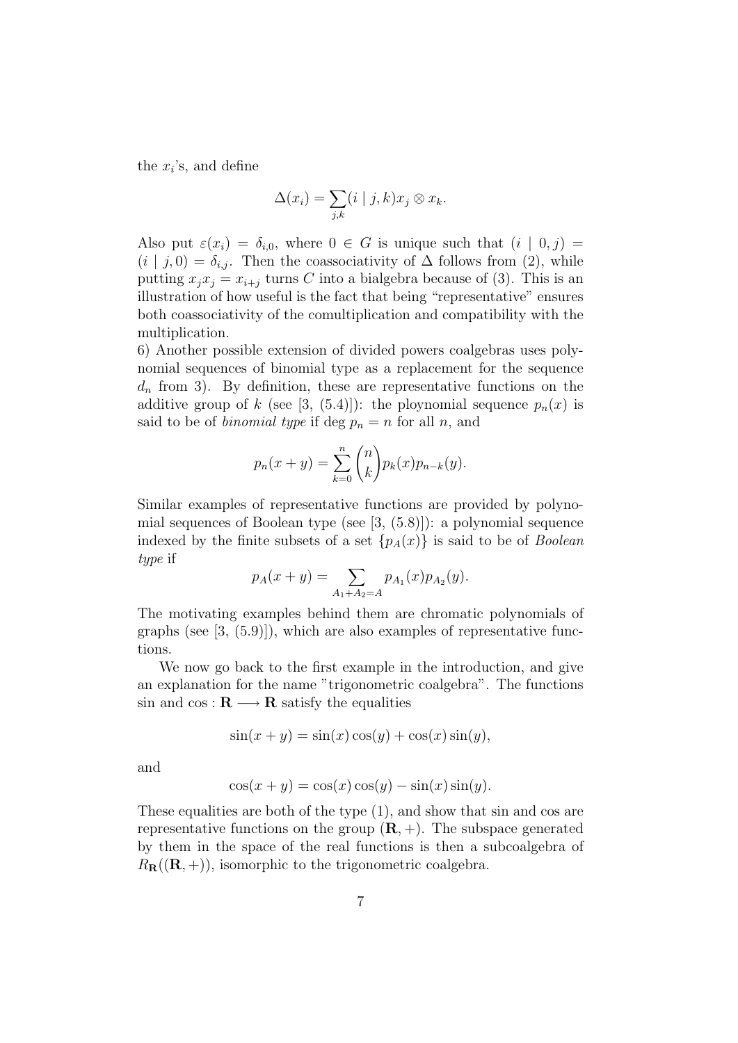the $x_i$'s, and define

$$\Delta(x_i) = \sum_{j,k} (i \mid j,k) x_j \otimes x_k.$$

Also put $\varepsilon(x_i) = \delta_{i,0}$, where $0 \in G$ is unique such that $(i \mid 0, j) = (i \mid j, 0) = \delta_{i,j}$. Then the coassociativity of $\Delta$ follows from (2), while putting $x_j x_j = x_{i+j}$ turns $C$ into a bialgebra because of (3). This is an illustration of how useful is the fact that being "representative" ensures both coassociativity of the comultiplication and compatibility with the multiplication.

6) Another possible extension of divided powers coalgebras uses polynomial sequences of binomial type as a replacement for the sequence $d_n$ from 3). By definition, these are representative functions on the additive group of $k$ (see [3, (5.4)]): the ploynomial sequence $p_n(x)$ is said to be of *binomial type* if $\deg p_n = n$ for all $n$, and

$$p_n(x+y) = \sum_{k=0}^{n} \binom{n}{k} p_k(x) p_{n-k}(y).$$

Similar examples of representative functions are provided by polynomial sequences of Boolean type (see [3, (5.8)]): a polynomial sequence indexed by the finite subsets of a set $\{p_A(x)\}$ is said to be of *Boolean type* if

$$p_A(x+y) = \sum_{A_1 + A_2 = A} p_{A_1}(x) p_{A_2}(y).$$

The motivating examples behind them are chromatic polynomials of graphs (see [3, (5.9)]), which are also examples of representative functions.

We now go back to the first example in the introduction, and give an explanation for the name "trigonometric coalgebra". The functions $\sin$ and $\cos : \mathbf{R} \longrightarrow \mathbf{R}$ satisfy the equalities

$$\sin(x+y) = \sin(x)\cos(y) + \cos(x)\sin(y),$$

and

$$\cos(x+y) = \cos(x)\cos(y) - \sin(x)\sin(y).$$

These equalities are both of the type (1), and show that sin and cos are representative functions on the group $(\mathbf{R}, +)$. The subspace generated by them in the space of the real functions is then a subcoalgebra of $R_{\mathbf{R}}((\mathbf{R}, +))$, isomorphic to the trigonometric coalgebra.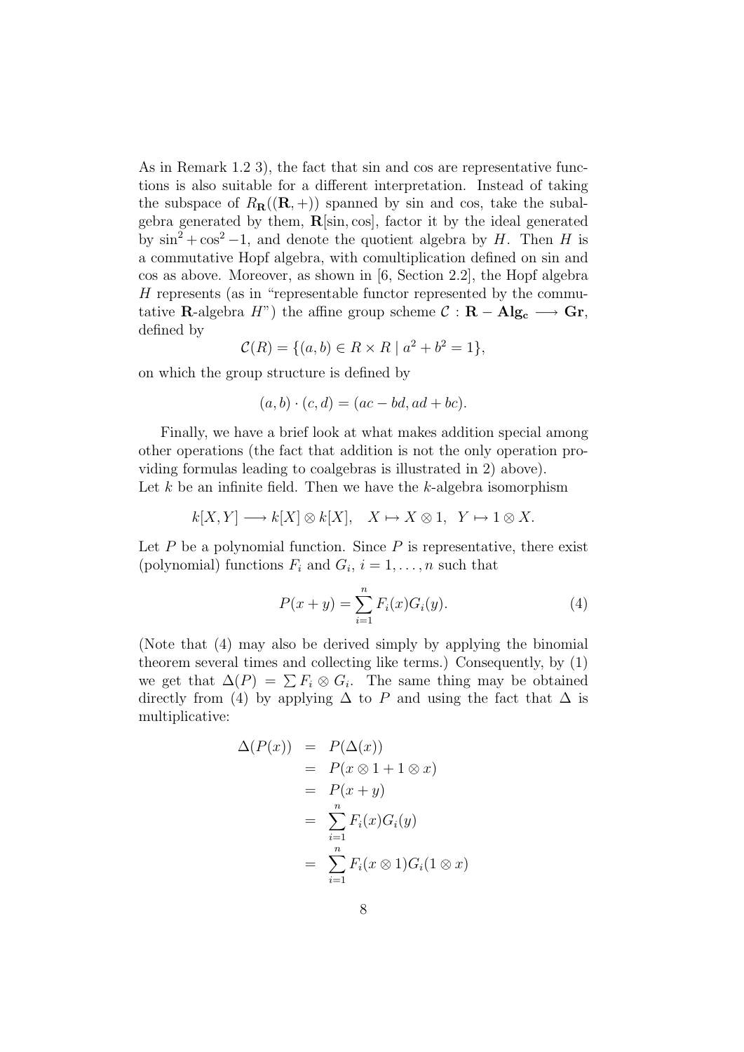As in Remark 1.2 3), the fact that sin and cos are representative functions is also suitable for a different interpretation. Instead of taking the subspace of $R_{\mathbf{R}}((\mathbf{R},+))$ spanned by sin and cos, take the subalgebra generated by them, $\mathbf{R}[\sin,\cos]$, factor it by the ideal generated by $\sin^2+\cos^2-1$, and denote the quotient algebra by $H$. Then $H$ is a commutative Hopf algebra, with comultiplication defined on sin and cos as above. Moreover, as shown in [6, Section 2.2], the Hopf algebra $H$ represents (as in "representable functor represented by the commutative $\mathbf{R}$-algebra $H$") the affine group scheme $\mathcal{C}:\mathbf{R}-\mathbf{Alg_c}\longrightarrow\mathbf{Gr}$, defined by

$$\mathcal{C}(R)=\{(a,b)\in R\times R\mid a^2+b^2=1\},$$

on which the group structure is defined by

$$(a,b)\cdot(c,d)=(ac-bd,ad+bc).$$

Finally, we have a brief look at what makes addition special among other operations (the fact that addition is not the only operation providing formulas leading to coalgebras is illustrated in 2) above).
Let $k$ be an infinite field. Then we have the $k$-algebra isomorphism

$$k[X,Y]\longrightarrow k[X]\otimes k[X],\quad X\mapsto X\otimes 1,\ \ Y\mapsto 1\otimes X.$$

Let $P$ be a polynomial function. Since $P$ is representative, there exist (polynomial) functions $F_i$ and $G_i$, $i=1,\ldots,n$ such that

$$P(x+y)=\sum_{i=1}^{n}F_i(x)G_i(y). \tag{4}$$

(Note that (4) may also be derived simply by applying the binomial theorem several times and collecting like terms.) Consequently, by (1) we get that $\Delta(P)=\sum F_i\otimes G_i$. The same thing may be obtained directly from (4) by applying $\Delta$ to $P$ and using the fact that $\Delta$ is multiplicative:

$$\begin{aligned}
\Delta(P(x)) &= P(\Delta(x))\\
&= P(x\otimes 1+1\otimes x)\\
&= P(x+y)\\
&= \sum_{i=1}^{n}F_i(x)G_i(y)\\
&= \sum_{i=1}^{n}F_i(x\otimes 1)G_i(1\otimes x)
\end{aligned}$$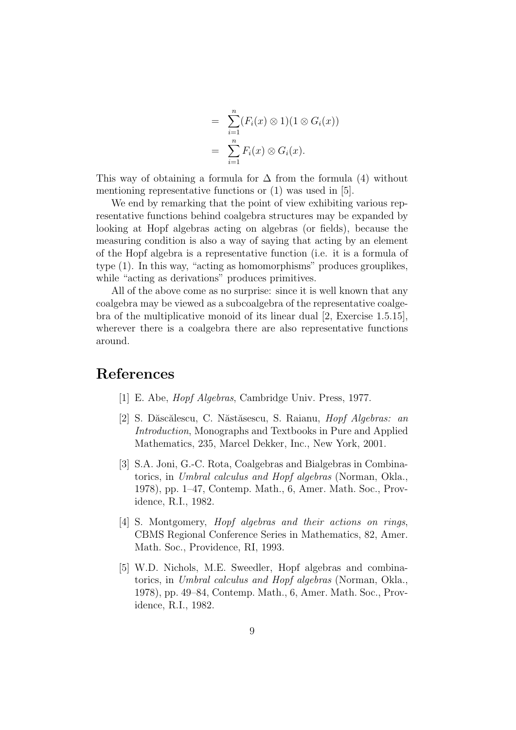$$
\begin{aligned}
&= \sum_{i=1}^{n} (F_i(x) \otimes 1)(1 \otimes G_i(x)) \\
&= \sum_{i=1}^{n} F_i(x) \otimes G_i(x).
\end{aligned}
$$

This way of obtaining a formula for $\Delta$ from the formula (4) without mentioning representative functions or (1) was used in [5].

We end by remarking that the point of view exhibiting various representative functions behind coalgebra structures may be expanded by looking at Hopf algebras acting on algebras (or fields), because the measuring condition is also a way of saying that acting by an element of the Hopf algebra is a representative function (i.e. it is a formula of type (1). In this way, "acting as homomorphisms" produces grouplikes, while "acting as derivations" produces primitives.

All of the above come as no surprise: since it is well known that any coalgebra may be viewed as a subcoalgebra of the representative coalgebra of the multiplicative monoid of its linear dual [2, Exercise 1.5.15], wherever there is a coalgebra there are also representative functions around.

# References

[1] E. Abe, *Hopf Algebras*, Cambridge Univ. Press, 1977.

[2] S. Dăscălescu, C. Năstăsescu, S. Raianu, *Hopf Algebras: an Introduction*, Monographs and Textbooks in Pure and Applied Mathematics, 235, Marcel Dekker, Inc., New York, 2001.

[3] S.A. Joni, G.-C. Rota, Coalgebras and Bialgebras in Combinatorics, in *Umbral calculus and Hopf algebras* (Norman, Okla., 1978), pp. 1–47, Contemp. Math., 6, Amer. Math. Soc., Providence, R.I., 1982.

[4] S. Montgomery, *Hopf algebras and their actions on rings*, CBMS Regional Conference Series in Mathematics, 82, Amer. Math. Soc., Providence, RI, 1993.

[5] W.D. Nichols, M.E. Sweedler, Hopf algebras and combinatorics, in *Umbral calculus and Hopf algebras* (Norman, Okla., 1978), pp. 49–84, Contemp. Math., 6, Amer. Math. Soc., Providence, R.I., 1982.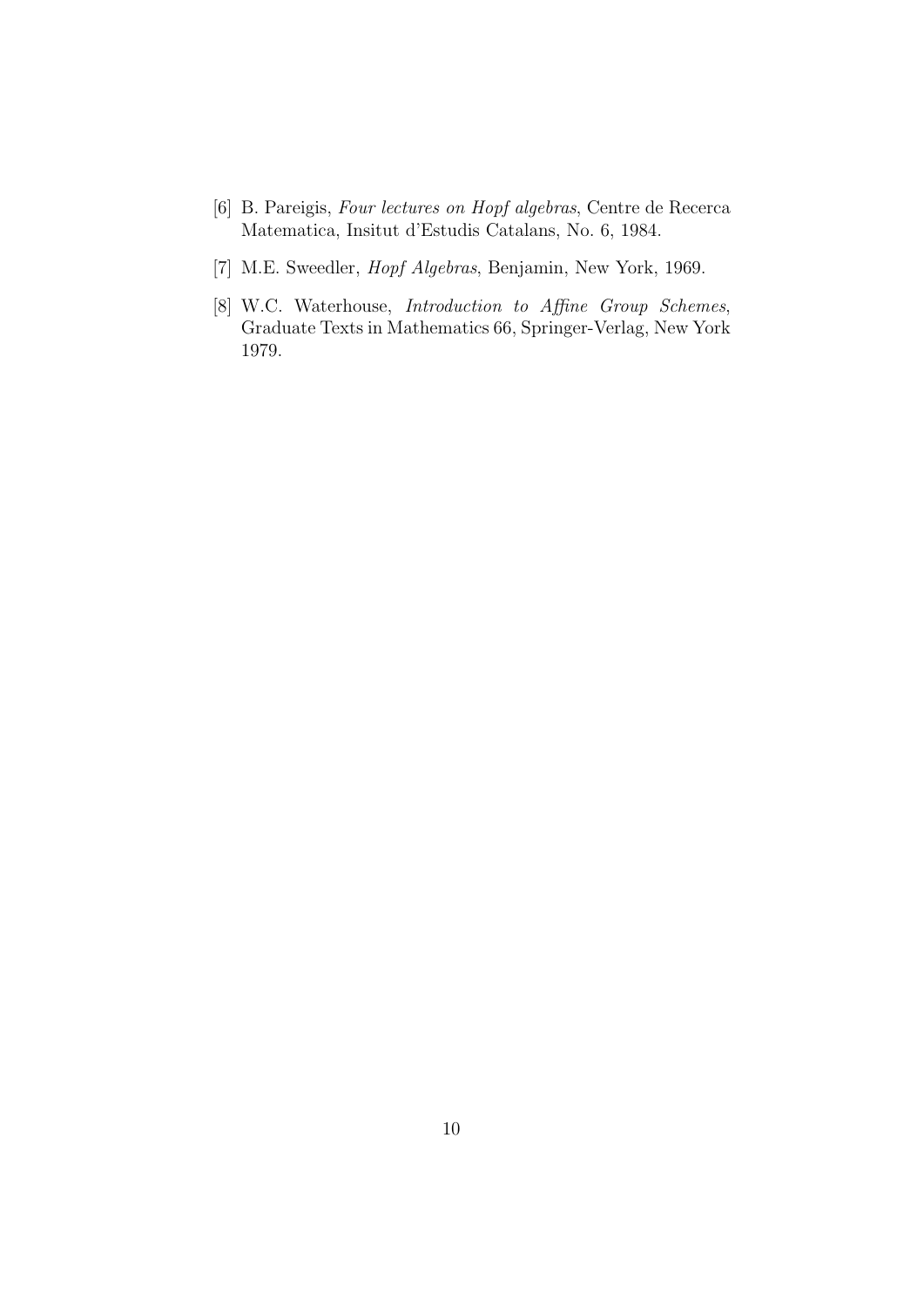[6] B. Pareigis, *Four lectures on Hopf algebras*, Centre de Recerca Matematica, Insitut d'Estudis Catalans, No. 6, 1984.

[7] M.E. Sweedler, *Hopf Algebras*, Benjamin, New York, 1969.

[8] W.C. Waterhouse, *Introduction to Affine Group Schemes*, Graduate Texts in Mathematics 66, Springer-Verlag, New York 1979.